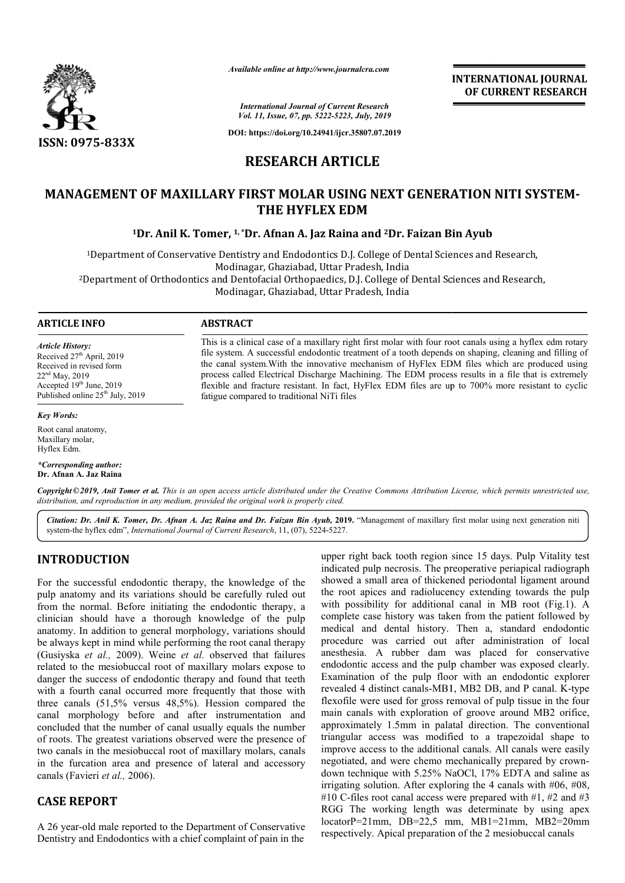# RESEARCH ARTICLE

# MANAGEMENT OF MAXILLARY FIRST MOLAR USING NEXT GENERATION NITI SYSTEM-THE HYFLEX EDM

**[1]Dr. Anil K. Tomer, [1,*]Dr. Afnan A. Jaz Raina and [2]Dr. Faizan Bin Ayub**

[1]Department of Conservative Dentistry and Endodontics D.J. College of Dental Sciences and Research, Modinagar, Ghaziabad, Uttar Pradesh, India

[2]Department of Orthodontics and Dentofacial Orthopaedics, D.J. College of Dental Sciences and Research, Modinagar, Ghaziabad, Uttar Pradesh, India

## ARTICLE INFO

*Article History:*
Received 27th April, 2019
Received in revised form 22nd May, 2019
Accepted 19th June, 2019
Published online 25th July, 2019

*Key Words:*
Root canal anatomy, Maxillary molar, Hyflex Edm.

*\*Corresponding author:*
**Dr. Afnan A. Jaz Raina**

## ABSTRACT

This is a clinical case of a maxillary right first molar with four root canals using a hyflex edm rotary file system. A successful endodontic treatment of a tooth depends on shaping, cleaning and filling of the canal system.With the innovative mechanism of HyFlex EDM files which are produced using process called Electrical Discharge Machining. The EDM process results in a file that is extremely flexible and fracture resistant. In fact, HyFlex EDM files are up to 700% more resistant to cyclic fatigue compared to traditional NiTi files

*Copyright © 2019, Anil Tomer et al. This is an open access article distributed under the Creative Commons Attribution License, which permits unrestricted use, distribution, and reproduction in any medium, provided the original work is properly cited.*

*Citation: Dr. Anil K. Tomer, Dr. Afnan A. Jaz Raina and Dr. Faizan Bin Ayub,* **2019.** "Management of maxillary first molar using next generation niti system-the hyflex edm", *International Journal of Current Research*, 11, (07), 5224-5227.

## INTRODUCTION

For the successful endodontic therapy, the knowledge of the pulp anatomy and its variations should be carefully ruled out from the normal. Before initiating the endodontic therapy, a clinician should have a thorough knowledge of the pulp anatomy. In addition to general morphology, variations should be always kept in mind while performing the root canal therapy (Gusiyska *et al.,* 2009). Weine *et al.* observed that failures related to the mesiobuccal root of maxillary molars expose to danger the success of endodontic therapy and found that teeth with a fourth canal occurred more frequently that those with three canals (51,5% versus 48,5%). Hession compared the canal morphology before and after instrumentation and concluded that the number of canal usually equals the number of roots. The greatest variations observed were the presence of two canals in the mesiobuccal root of maxillary molars, canals in the furcation area and presence of lateral and accessory canals (Favieri *et al.,* 2006).

## CASE REPORT

A 26 year-old male reported to the Department of Conservative Dentistry and Endodontics with a chief complaint of pain in the upper right back tooth region since 15 days. Pulp Vitality test indicated pulp necrosis. The preoperative periapical radiograph showed a small area of thickened periodontal ligament around the root apices and radiolucency extending towards the pulp with possibility for additional canal in MB root (Fig.1). A complete case history was taken from the patient followed by medical and dental history. Then a, standard endodontic procedure was carried out after administration of local anesthesia. A rubber dam was placed for conservative endodontic access and the pulp chamber was exposed clearly. Examination of the pulp floor with an endodontic explorer revealed 4 distinct canals-MB1, MB2 DB, and P canal. K-type flexofile were used for gross removal of pulp tissue in the four main canals with exploration of groove around MB2 orifice, approximately 1.5mm in palatal direction. The conventional triangular access was modified to a trapezoidal shape to improve access to the additional canals. All canals were easily negotiated, and were chemo mechanically prepared by crown-down technique with 5.25% NaOCl, 17% EDTA and saline as irrigating solution. After exploring the 4 canals with #06, #08, #10 C-files root canal access were prepared with #1, #2 and #3 RGG The working length was determinate by using apex locatorP=21mm, DB=22,5 mm, MB1=21mm, MB2=20mm respectively. Apical preparation of the 2 mesiobuccal canals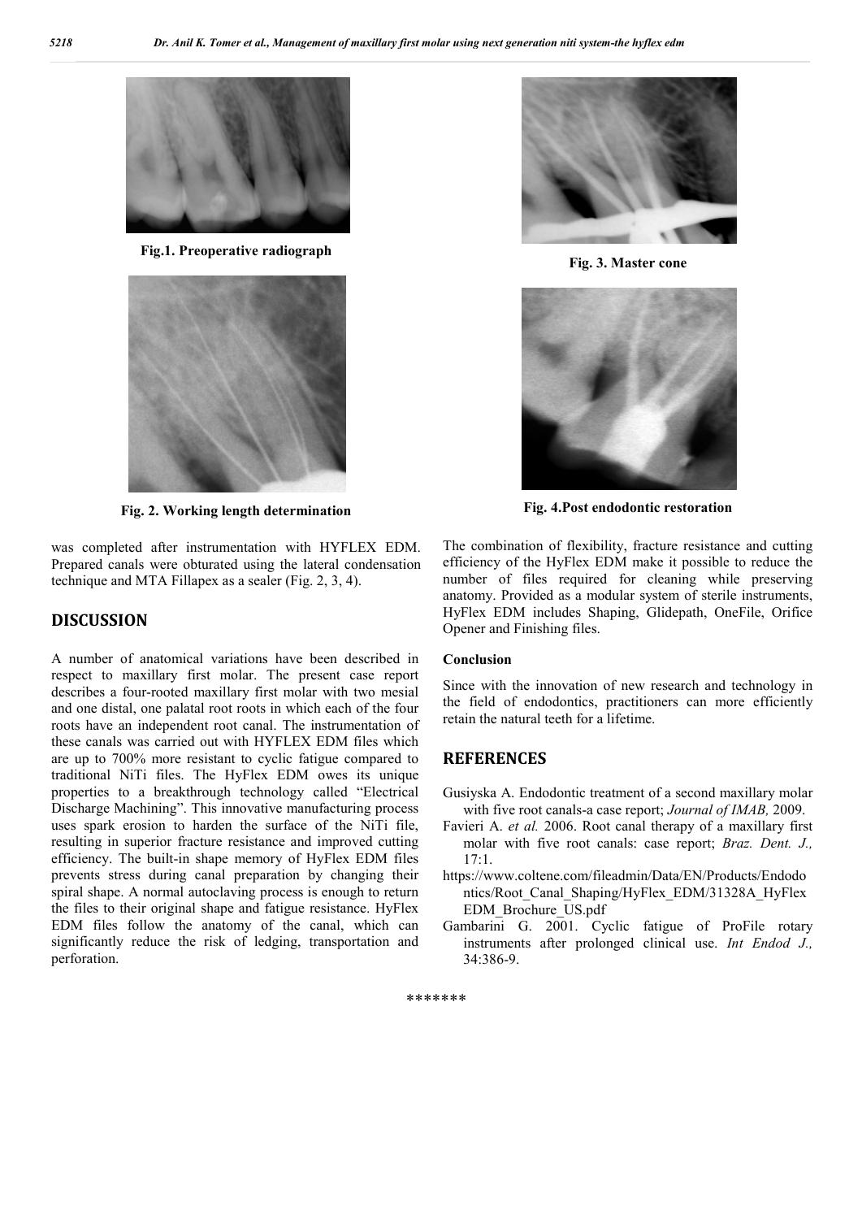Fig.1. Preoperative radiograph

Fig. 2. Working length determination

Fig. 3. Master cone

Fig. 4.Post endodontic restoration

was completed after instrumentation with HYFLEX EDM. Prepared canals were obturated using the lateral condensation technique and MTA Fillapex as a sealer (Fig. 2, 3, 4).

## DISCUSSION

A number of anatomical variations have been described in respect to maxillary first molar. The present case report describes a four-rooted maxillary first molar with two mesial and one distal, one palatal root roots in which each of the four roots have an independent root canal. The instrumentation of these canals was carried out with HYFLEX EDM files which are up to 700% more resistant to cyclic fatigue compared to traditional NiTi files. The HyFlex EDM owes its unique properties to a breakthrough technology called "Electrical Discharge Machining". This innovative manufacturing process uses spark erosion to harden the surface of the NiTi file, resulting in superior fracture resistance and improved cutting efficiency. The built-in shape memory of HyFlex EDM files prevents stress during canal preparation by changing their spiral shape. A normal autoclaving process is enough to return the files to their original shape and fatigue resistance. HyFlex EDM files follow the anatomy of the canal, which can significantly reduce the risk of ledging, transportation and perforation.

The combination of flexibility, fracture resistance and cutting efficiency of the HyFlex EDM make it possible to reduce the number of files required for cleaning while preserving anatomy. Provided as a modular system of sterile instruments, HyFlex EDM includes Shaping, Glidepath, OneFile, Orifice Opener and Finishing files.

### Conclusion

Since with the innovation of new research and technology in the field of endodontics, practitioners can more efficiently retain the natural teeth for a lifetime.

## REFERENCES

Gusiyska A. Endodontic treatment of a second maxillary molar with five root canals-a case report; *Journal of IMAB,* 2009.

Favieri A. *et al.* 2006. Root canal therapy of a maxillary first molar with five root canals: case report; *Braz. Dent. J.,* 17:1.

https://www.coltene.com/fileadmin/Data/EN/Products/Endodontics/Root_Canal_Shaping/HyFlex_EDM/31328A_HyFlex EDM_Brochure_US.pdf

Gambarini G. 2001. Cyclic fatigue of ProFile rotary instruments after prolonged clinical use. *Int Endod J.,* 34:386-9.

*******